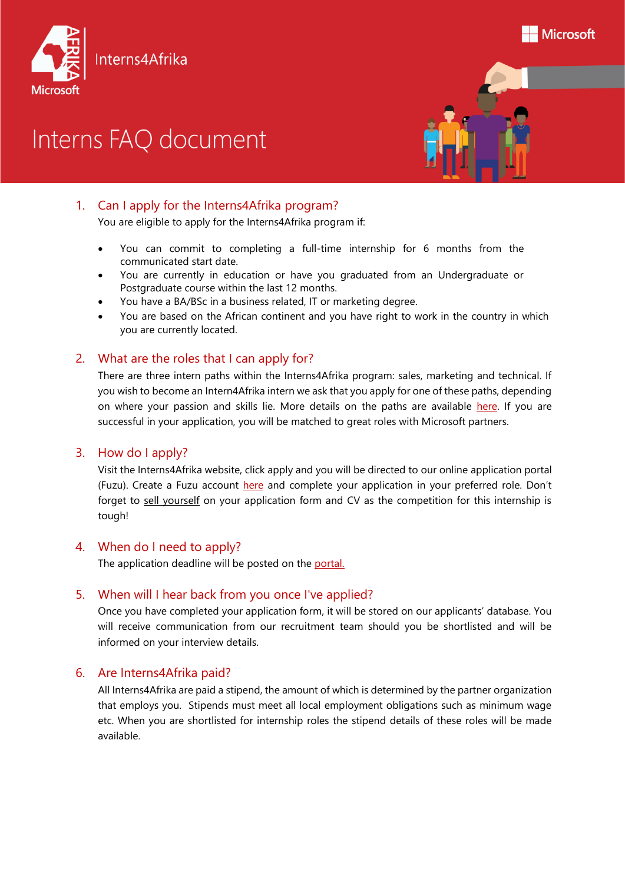Interns4Afrika

Microsoft

# Interns FAQ document

## 1. Can I apply for the Interns4Afrika program?

You are eligible to apply for the Interns4Afrika program if:

- You can commit to completing a full-time internship for 6 months from the communicated start date.
- You are currently in education or have you graduated from an Undergraduate or Postgraduate course within the last 12 months.
- You have a BA/BSc in a business related, IT or marketing degree.
- You are based on the African continent and you have right to work in the country in which you are currently located.

## 2. What are the roles that I can apply for?

There are three intern paths within the Interns4Afrika program: sales, marketing and technical. If you wish to become an Intern4Afrika intern we ask that you apply for one of these paths, depending on where your passion and skills lie. More details on the paths are available here. If you are successful in your application, you will be matched to great roles with Microsoft partners.

## 3. How do I apply?

Visit the Interns4Afrika website, click apply and you will be directed to our online application portal (Fuzu). Create a Fuzu account here and complete your application in your preferred role. Don't forget to sell yourself on your application form and CV as the competition for this internship is tough!

## 4. When do I need to apply?

The application deadline will be posted on the portal.

## 5. When will I hear back from you once I've applied?

Once you have completed your application form, it will be stored on our applicants' database. You will receive communication from our recruitment team should you be shortlisted and will be informed on your interview details.

## 6. Are Interns4Afrika paid?

All Interns4Afrika are paid a stipend, the amount of which is determined by the partner organization that employs you. Stipends must meet all local employment obligations such as minimum wage etc. When you are shortlisted for internship roles the stipend details of these roles will be made available.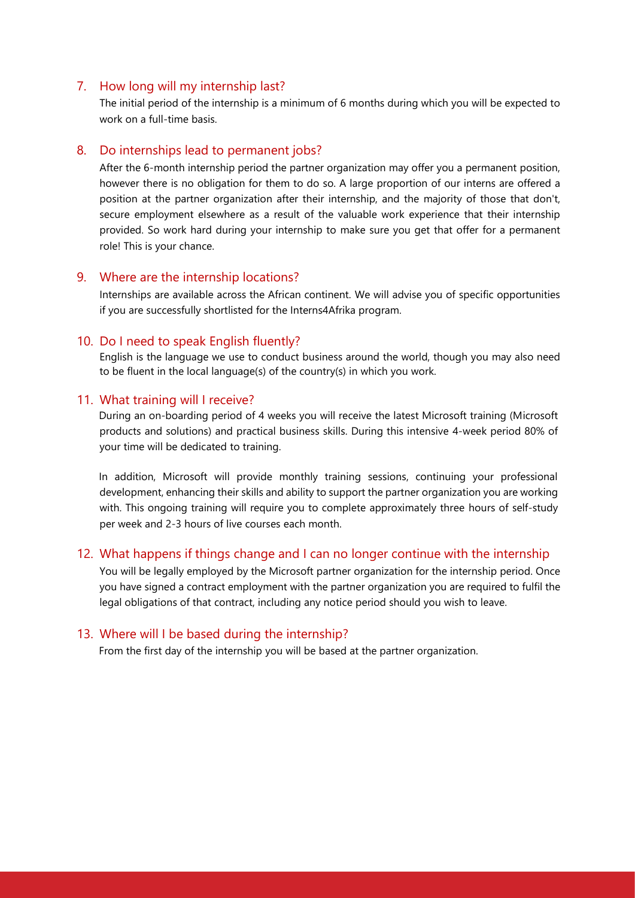## 7. How long will my internship last?

The initial period of the internship is a minimum of 6 months during which you will be expected to work on a full-time basis.

## 8. Do internships lead to permanent jobs?

After the 6-month internship period the partner organization may offer you a permanent position, however there is no obligation for them to do so. A large proportion of our interns are offered a position at the partner organization after their internship, and the majority of those that don't, secure employment elsewhere as a result of the valuable work experience that their internship provided. So work hard during your internship to make sure you get that offer for a permanent role! This is your chance.

## 9. Where are the internship locations?

Internships are available across the African continent. We will advise you of specific opportunities if you are successfully shortlisted for the Interns4Afrika program.

## 10. Do I need to speak English fluently?

English is the language we use to conduct business around the world, though you may also need to be fluent in the local language(s) of the country(s) in which you work.

## 11. What training will I receive?

During an on-boarding period of 4 weeks you will receive the latest Microsoft training (Microsoft products and solutions) and practical business skills. During this intensive 4-week period 80% of your time will be dedicated to training.

In addition, Microsoft will provide monthly training sessions, continuing your professional development, enhancing their skills and ability to support the partner organization you are working with. This ongoing training will require you to complete approximately three hours of self-study per week and 2-3 hours of live courses each month.

## 12. What happens if things change and I can no longer continue with the internship

You will be legally employed by the Microsoft partner organization for the internship period. Once you have signed a contract employment with the partner organization you are required to fulfil the legal obligations of that contract, including any notice period should you wish to leave.

## 13. Where will I be based during the internship?

From the first day of the internship you will be based at the partner organization.